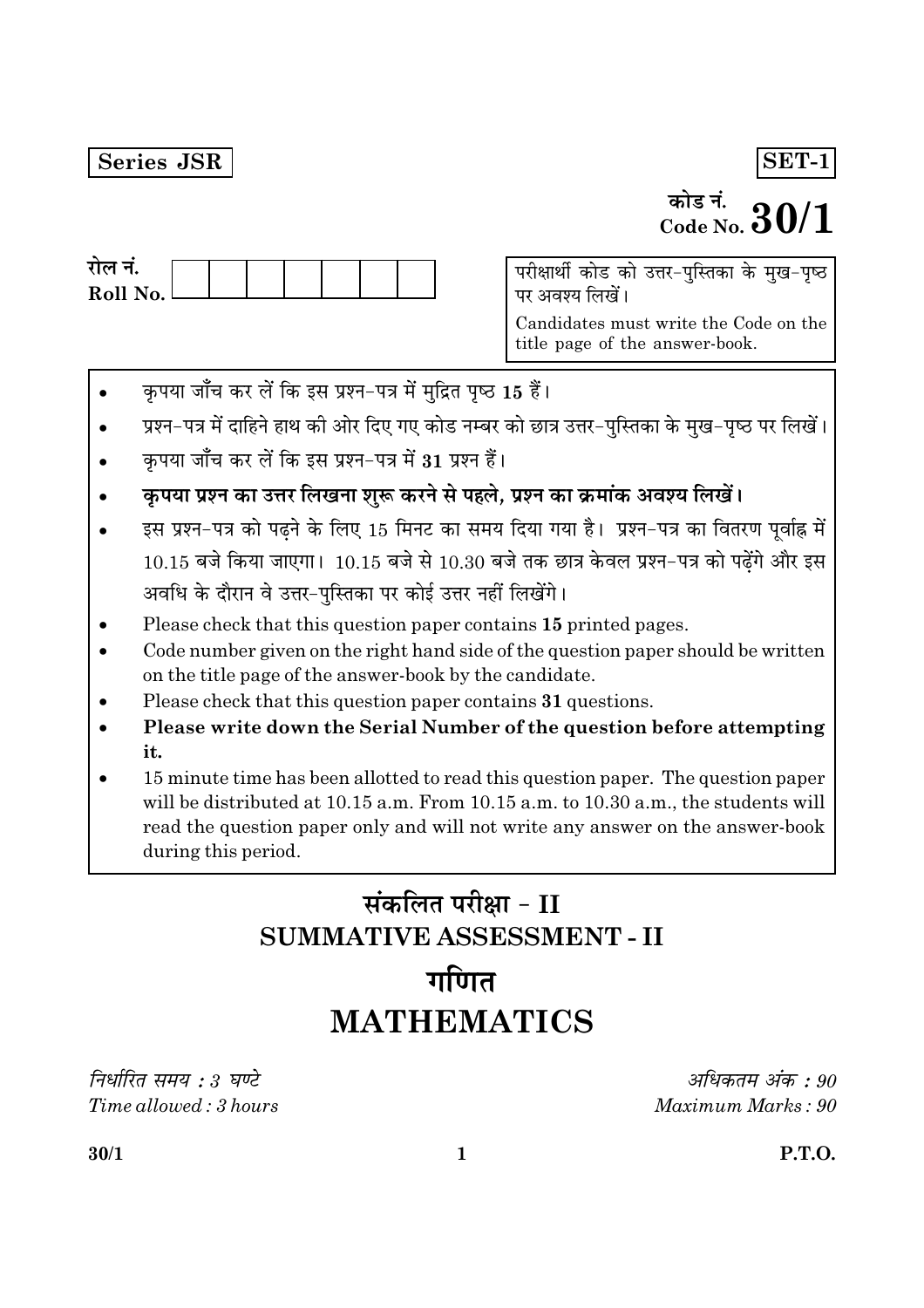**Series JSR** **SET-1**

कोड नं.
Code No. **30/1**

रोल नं.
Roll No. | | | | | | | |

परीक्षार्थी कोड को उत्तर-पुस्तिका के मुख-पृष्ठ पर अवश्य लिखें।

Candidates must write the Code on the title page of the answer-book.

- कृपया जाँच कर लें कि इस प्रश्न-पत्र में मुद्रित पृष्ठ **15** हैं।
- प्रश्न-पत्र में दाहिने हाथ की ओर दिए गए कोड नम्बर को छात्र उत्तर-पुस्तिका के मुख-पृष्ठ पर लिखें।
- कृपया जाँच कर लें कि इस प्रश्न-पत्र में **31** प्रश्न हैं।
- **कृपया प्रश्न का उत्तर लिखना शुरू करने से पहले, प्रश्न का क्रमांक अवश्य लिखें।**
- इस प्रश्न-पत्र को पढ़ने के लिए 15 मिनट का समय दिया गया है। प्रश्न-पत्र का वितरण पूर्वाह्न में 10.15 बजे किया जाएगा। 10.15 बजे से 10.30 बजे तक छात्र केवल प्रश्न-पत्र को पढ़ेंगे और इस अवधि के दौरान वे उत्तर-पुस्तिका पर कोई उत्तर नहीं लिखेंगे।
- Please check that this question paper contains **15** printed pages.
- Code number given on the right hand side of the question paper should be written on the title page of the answer-book by the candidate.
- Please check that this question paper contains **31** questions.
- **Please write down the Serial Number of the question before attempting it.**
- 15 minute time has been allotted to read this question paper. The question paper will be distributed at 10.15 a.m. From 10.15 a.m. to 10.30 a.m., the students will read the question paper only and will not write any answer on the answer-book during this period.

# संकलित परीक्षा - II
# SUMMATIVE ASSESSMENT - II

# गणित
# MATHEMATICS

*निर्धारित समय : 3 घण्टे* *अधिकतम अंक : 90*

*Time allowed : 3 hours* *Maximum Marks : 90*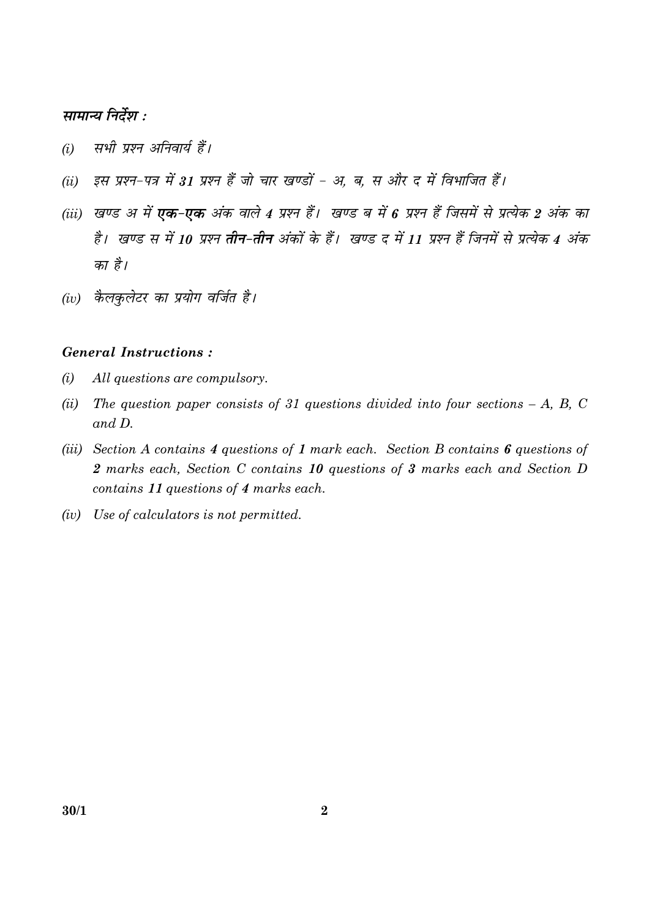### सामान्य निर्देश :

*(i)* *सभी प्रश्न अनिवार्य हैं।*

*(ii)* *इस प्रश्न-पत्र में **31** प्रश्न हैं जो चार खण्डों – अ, ब, स और द में विभाजित हैं।*

*(iii)* *खण्ड अ में **एक-एक** अंक वाले **4** प्रश्न हैं। खण्ड ब में **6** प्रश्न हैं जिसमें से प्रत्येक **2** अंक का है। खण्ड स में **10** प्रश्न **तीन-तीन** अंकों के हैं। खण्ड द में **11** प्रश्न हैं जिनमें से प्रत्येक **4** अंक का है।*

*(iv)* *कैलकुलेटर का प्रयोग वर्जित है।*

### General Instructions :

*(i)* *All questions are compulsory.*

*(ii)* *The question paper consists of 31 questions divided into four sections – A, B, C and D.*

*(iii)* *Section A contains **4** questions of **1** mark each. Section B contains **6** questions of **2** marks each, Section C contains **10** questions of **3** marks each and Section D contains **11** questions of **4** marks each.*

*(iv)* *Use of calculators is not permitted.*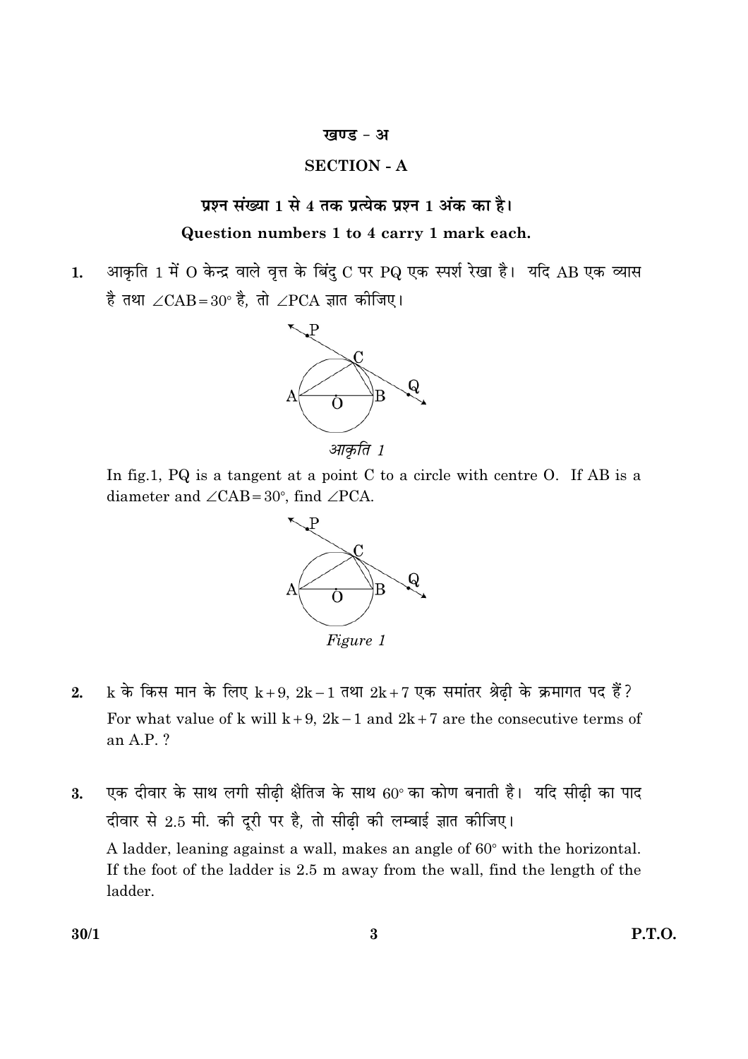## खण्ड - अ

## SECTION - A

**प्रश्न संख्या 1 से 4 तक प्रत्येक प्रश्न 1 अंक का है।**

**Question numbers 1 to 4 carry 1 mark each.**

**1.** आकृति 1 में O केन्द्र वाले वृत्त के बिंदु C पर PQ एक स्पर्श रेखा है। यदि AB एक व्यास है तथा $\angle CAB = 30°$ है, तो $\angle PCA$ ज्ञात कीजिए।

*आकृति 1*

In fig.1, PQ is a tangent at a point C to a circle with centre O. If AB is a diameter and $\angle CAB = 30°$, find $\angle PCA$.

*Figure 1*

**2.** k के किस मान के लिए $k+9$, $2k-1$ तथा $2k+7$ एक समांतर श्रेढ़ी के क्रमागत पद हैं?

For what value of k will $k+9$, $2k-1$ and $2k+7$ are the consecutive terms of an A.P. ?

**3.** एक दीवार के साथ लगी सीढ़ी क्षैतिज के साथ $60°$ का कोण बनाती है। यदि सीढ़ी का पाद दीवार से 2.5 मी. की दूरी पर है, तो सीढ़ी की लम्बाई ज्ञात कीजिए।

A ladder, leaning against a wall, makes an angle of $60°$ with the horizontal. If the foot of the ladder is 2.5 m away from the wall, find the length of the ladder.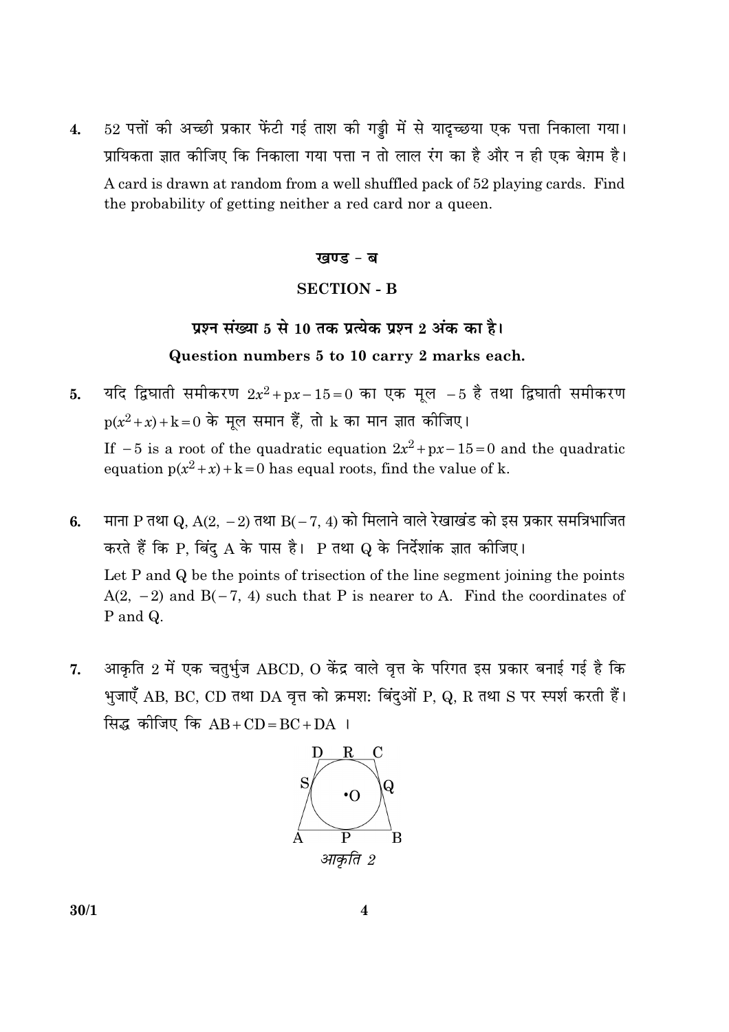4. 52 पत्तों की अच्छी प्रकार फेंटी गई ताश की गड्डी में से यादृच्छया एक पत्ता निकाला गया। प्रायिकता ज्ञात कीजिए कि निकाला गया पत्ता न तो लाल रंग का है और न ही एक बेग़म है।

   A card is drawn at random from a well shuffled pack of 52 playing cards. Find the probability of getting neither a red card nor a queen.

### खण्ड - ब

### SECTION - B

**प्रश्न संख्या 5 से 10 तक प्रत्येक प्रश्न 2 अंक का है।**

**Question numbers 5 to 10 carry 2 marks each.**

5. यदि द्विघाती समीकरण $2x^2 + px - 15 = 0$ का एक मूल $-5$ है तथा द्विघाती समीकरण $p(x^2 + x) + k = 0$ के मूल समान हैं, तो k का मान ज्ञात कीजिए।

   If $-5$ is a root of the quadratic equation $2x^2 + px - 15 = 0$ and the quadratic equation $p(x^2 + x) + k = 0$ has equal roots, find the value of k.

6. माना P तथा Q, A(2, −2) तथा B(−7, 4) को मिलाने वाले रेखाखंड को इस प्रकार समत्रिभाजित करते हैं कि P, बिंदु A के पास है। P तथा Q के निर्देशांक ज्ञात कीजिए।

   Let P and Q be the points of trisection of the line segment joining the points A(2, −2) and B(−7, 4) such that P is nearer to A. Find the coordinates of P and Q.

7. आकृति 2 में एक चतुर्भुज ABCD, O केंद्र वाले वृत्त के परिगत इस प्रकार बनाई गई है कि भुजाएँ AB, BC, CD तथा DA वृत्त को क्रमशः बिंदुओं P, Q, R तथा S पर स्पर्श करती हैं। सिद्ध कीजिए कि AB + CD = BC + DA ।

*आकृति 2*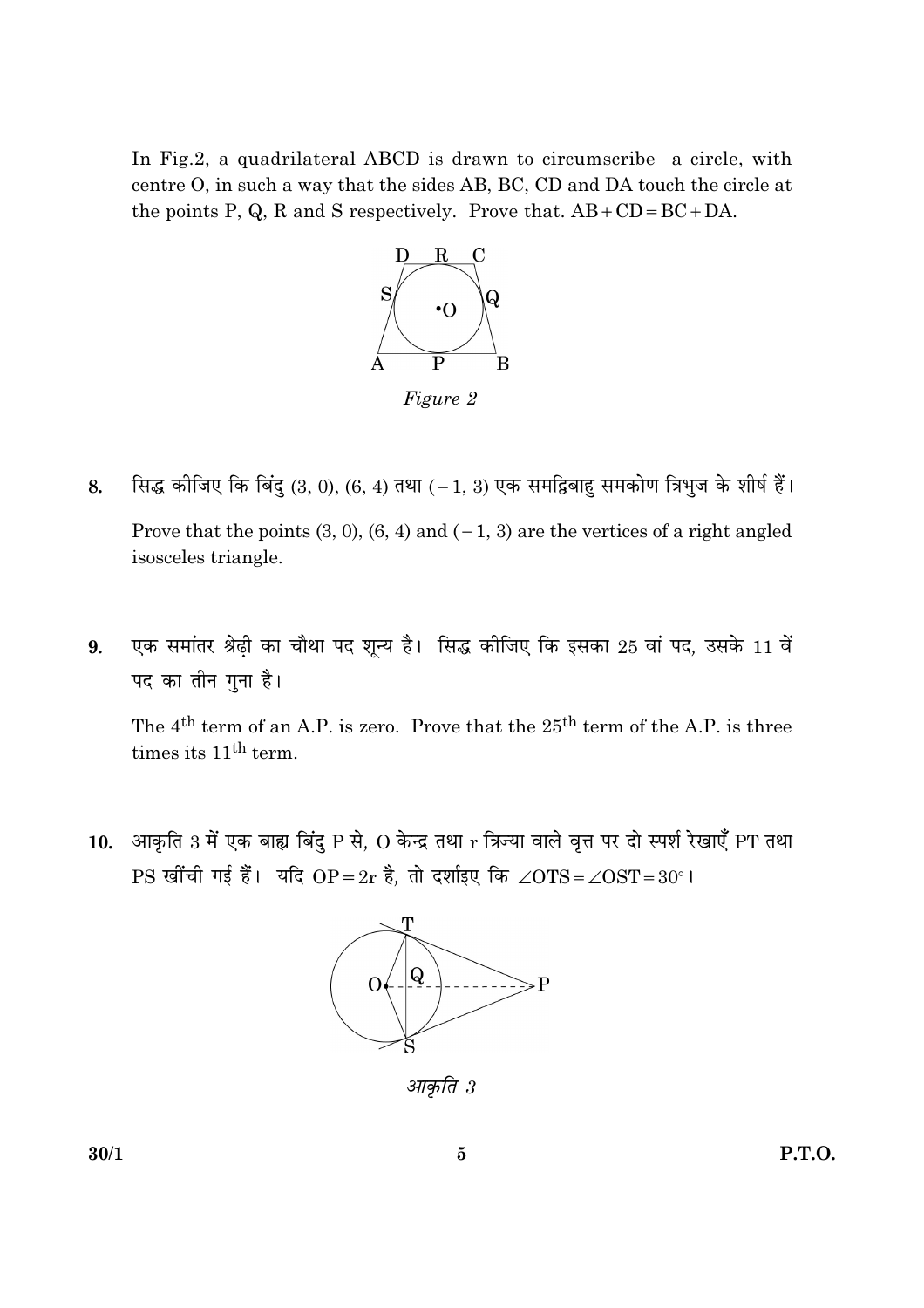In Fig.2, a quadrilateral ABCD is drawn to circumscribe a circle, with centre O, in such a way that the sides AB, BC, CD and DA touch the circle at the points P, Q, R and S respectively. Prove that. $AB + CD = BC + DA$.

*Figure 2*

**8.** सिद्ध कीजिए कि बिंदु (3, 0), (6, 4) तथा (– 1, 3) एक समद्विबाहु समकोण त्रिभुज के शीर्ष हैं।

Prove that the points (3, 0), (6, 4) and (– 1, 3) are the vertices of a right angled isosceles triangle.

**9.** एक समांतर श्रेढ़ी का चौथा पद शून्य है। सिद्ध कीजिए कि इसका 25 वां पद, उसके 11 वें पद का तीन गुना है।

The $4^{th}$ term of an A.P. is zero. Prove that the $25^{th}$ term of the A.P. is three times its $11^{th}$ term.

**10.** आकृति 3 में एक बाह्य बिंदु P से, O केन्द्र तथा r त्रिज्या वाले वृत्त पर दो स्पर्श रेखाएँ PT तथा PS खींची गई हैं। यदि $OP = 2r$ है, तो दर्शाइए कि $\angle OTS = \angle OST = 30°$।

*आकृति 3*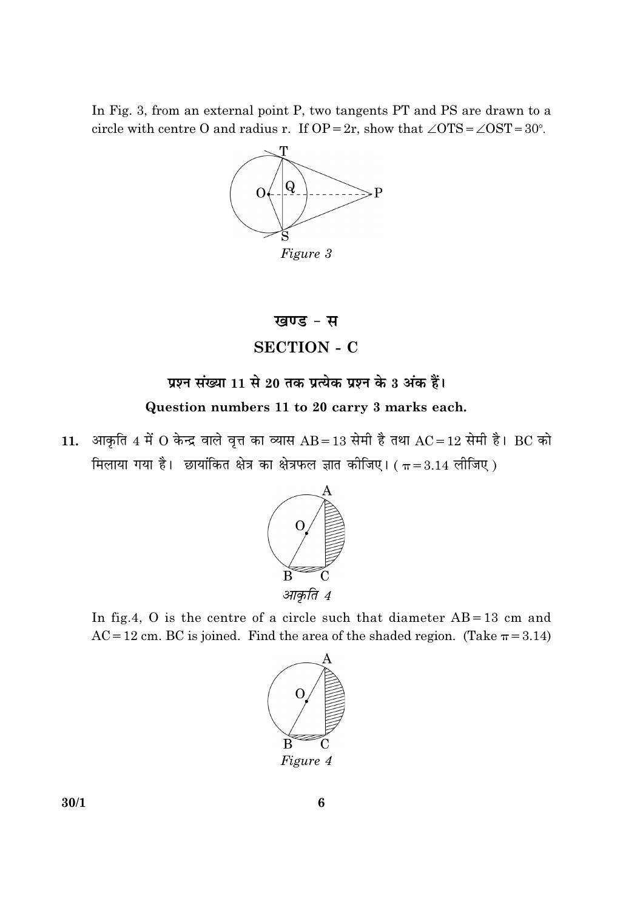In Fig. 3, from an external point P, two tangents PT and PS are drawn to a circle with centre O and radius r. If OP = 2r, show that $\angle OTS = \angle OST = 30°$.

*Figure 3*

## खण्ड - स

## SECTION - C

**प्रश्न संख्या 11 से 20 तक प्रत्येक प्रश्न के 3 अंक हैं।**

**Question numbers 11 to 20 carry 3 marks each.**

11. आकृति 4 में O केन्द्र वाले वृत्त का व्यास AB = 13 सेमी है तथा AC = 12 सेमी है। BC को मिलाया गया है। छायांकित क्षेत्र का क्षेत्रफल ज्ञात कीजिए। ($\pi = 3.14$ लीजिए)

*आकृति 4*

In fig.4, O is the centre of a circle such that diameter AB = 13 cm and AC = 12 cm. BC is joined. Find the area of the shaded region. (Take $\pi = 3.14$)

*Figure 4*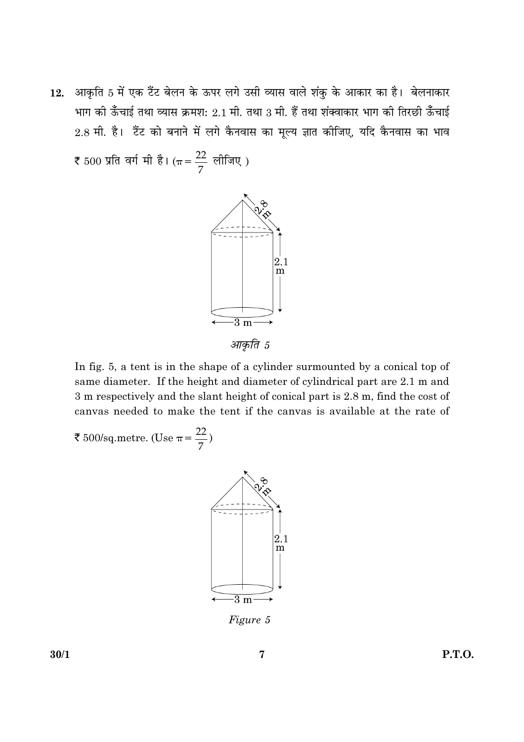12. आकृति 5 में एक टैंट बेलन के ऊपर लगे उसी व्यास वाले शंकु के आकार का है। बेलनाकार भाग की ऊँचाई तथा व्यास क्रमश: 2.1 मी. तथा 3 मी. हैं तथा शंक्वाकार भाग की तिरछी ऊँचाई 2.8 मी. है। टैंट को बनाने में लगे कैनवास का मूल्य ज्ञात कीजिए, यदि कैनवास का भाव ₹ 500 प्रति वर्ग मी है। ($\pi = \frac{22}{7}$ लीजिए )

*आकृति 5*

In fig. 5, a tent is in the shape of a cylinder surmounted by a conical top of same diameter. If the height and diameter of cylindrical part are 2.1 m and 3 m respectively and the slant height of conical part is 2.8 m, find the cost of canvas needed to make the tent if the canvas is available at the rate of ₹ 500/sq.metre. (Use $\pi = \frac{22}{7}$)

*Figure 5*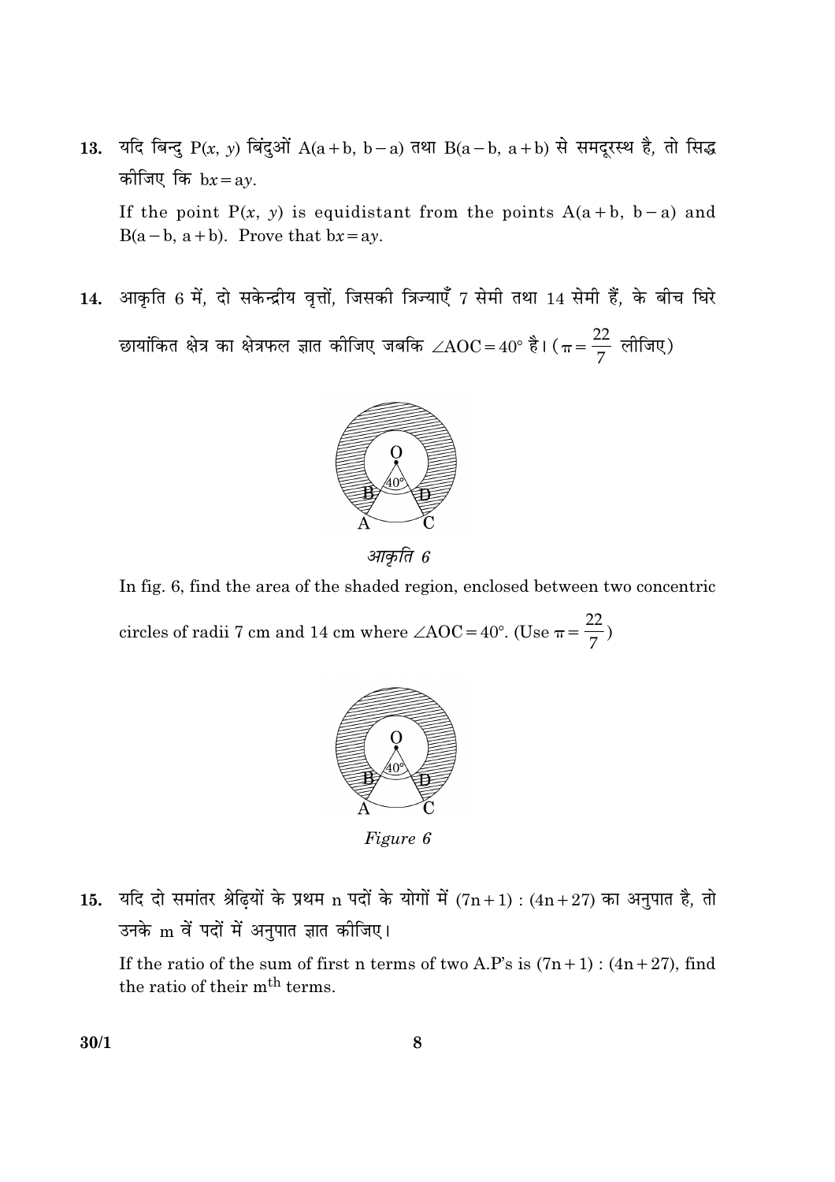13. यदि बिन्दु $P(x, y)$ बिंदुओं $A(a+b, b-a)$ तथा $B(a-b, a+b)$ से समदूरस्थ है, तो सिद्ध कीजिए कि $bx = ay$.

If the point $P(x, y)$ is equidistant from the points $A(a+b, b-a)$ and $B(a-b, a+b)$. Prove that $bx = ay$.

14. आकृति 6 में, दो सकेन्द्रीय वृत्तों, जिसकी त्रिज्याएँ 7 सेमी तथा 14 सेमी हैं, के बीच घिरे छायांकित क्षेत्र का क्षेत्रफल ज्ञात कीजिए जबकि $\angle AOC = 40°$ है। ($\pi = \frac{22}{7}$ लीजिए)

*आकृति 6*

In fig. 6, find the area of the shaded region, enclosed between two concentric circles of radii 7 cm and 14 cm where $\angle AOC = 40°$. (Use $\pi = \frac{22}{7}$)

*Figure 6*

15. यदि दो समांतर श्रेढ़ियों के प्रथम n पदों के योगों में $(7n+1) : (4n+27)$ का अनुपात है, तो उनके m वें पदों में अनुपात ज्ञात कीजिए।

If the ratio of the sum of first n terms of two A.P's is $(7n+1) : (4n+27)$, find the ratio of their $m^{th}$ terms.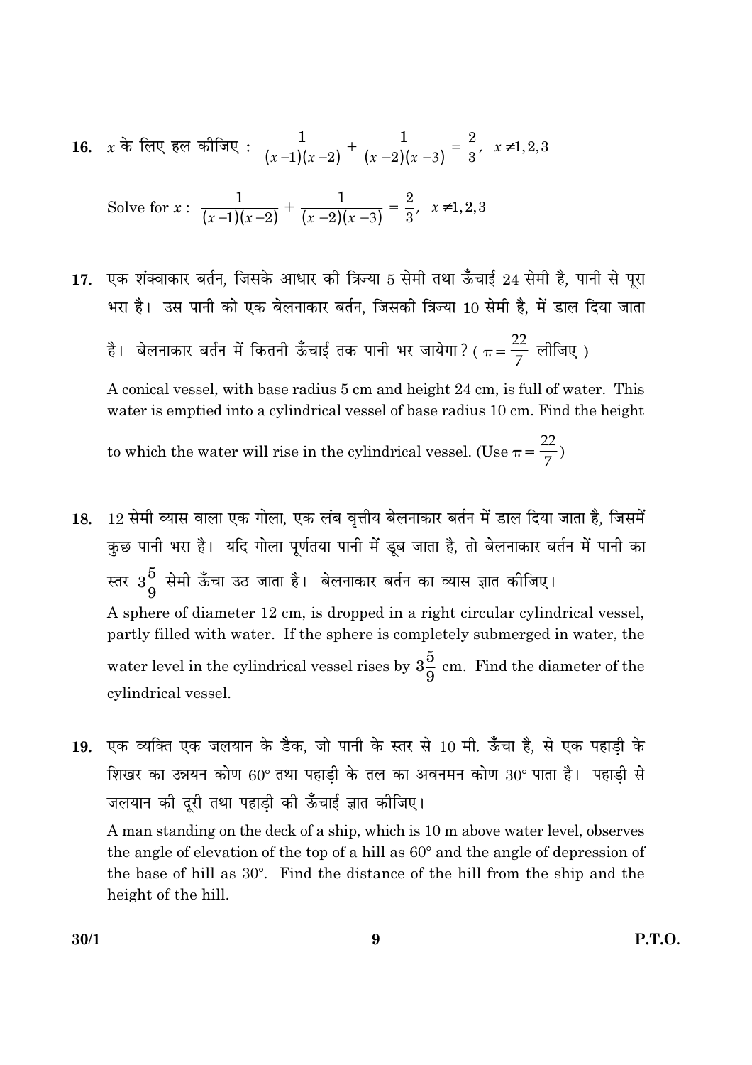16. $x$ के लिए हल कीजिए : $\frac{1}{(x-1)(x-2)} + \frac{1}{(x-2)(x-3)} = \frac{2}{3}, \;\; x \neq 1, 2, 3$

Solve for $x$ : $\frac{1}{(x-1)(x-2)} + \frac{1}{(x-2)(x-3)} = \frac{2}{3}, \;\; x \neq 1, 2, 3$

17. एक शंक्वाकार बर्तन, जिसके आधार की त्रिज्या 5 सेमी तथा ऊँचाई 24 सेमी है, पानी से पूरा भरा है। उस पानी को एक बेलनाकार बर्तन, जिसकी त्रिज्या 10 सेमी है, में डाल दिया जाता है। बेलनाकार बर्तन में कितनी ऊँचाई तक पानी भर जायेगा? ( $\pi = \frac{22}{7}$ लीजिए )

A conical vessel, with base radius 5 cm and height 24 cm, is full of water. This water is emptied into a cylindrical vessel of base radius 10 cm. Find the height to which the water will rise in the cylindrical vessel. (Use $\pi = \frac{22}{7}$)

18. 12 सेमी व्यास वाला एक गोला, एक लंब वृत्तीय बेलनाकार बर्तन में डाल दिया जाता है, जिसमें कुछ पानी भरा है। यदि गोला पूर्णतया पानी में डूब जाता है, तो बेलनाकार बर्तन में पानी का स्तर $3\frac{5}{9}$ सेमी ऊँचा उठ जाता है। बेलनाकार बर्तन का व्यास ज्ञात कीजिए।

A sphere of diameter 12 cm, is dropped in a right circular cylindrical vessel, partly filled with water. If the sphere is completely submerged in water, the water level in the cylindrical vessel rises by $3\frac{5}{9}$ cm. Find the diameter of the cylindrical vessel.

19. एक व्यक्ति एक जलयान के डैक, जो पानी के स्तर से 10 मी. ऊँचा है, से एक पहाड़ी के शिखर का उन्नयन कोण $60°$ तथा पहाड़ी के तल का अवनमन कोण $30°$ पाता है। पहाड़ी से जलयान की दूरी तथा पहाड़ी की ऊँचाई ज्ञात कीजिए।

A man standing on the deck of a ship, which is 10 m above water level, observes the angle of elevation of the top of a hill as $60°$ and the angle of depression of the base of hill as $30°$. Find the distance of the hill from the ship and the height of the hill.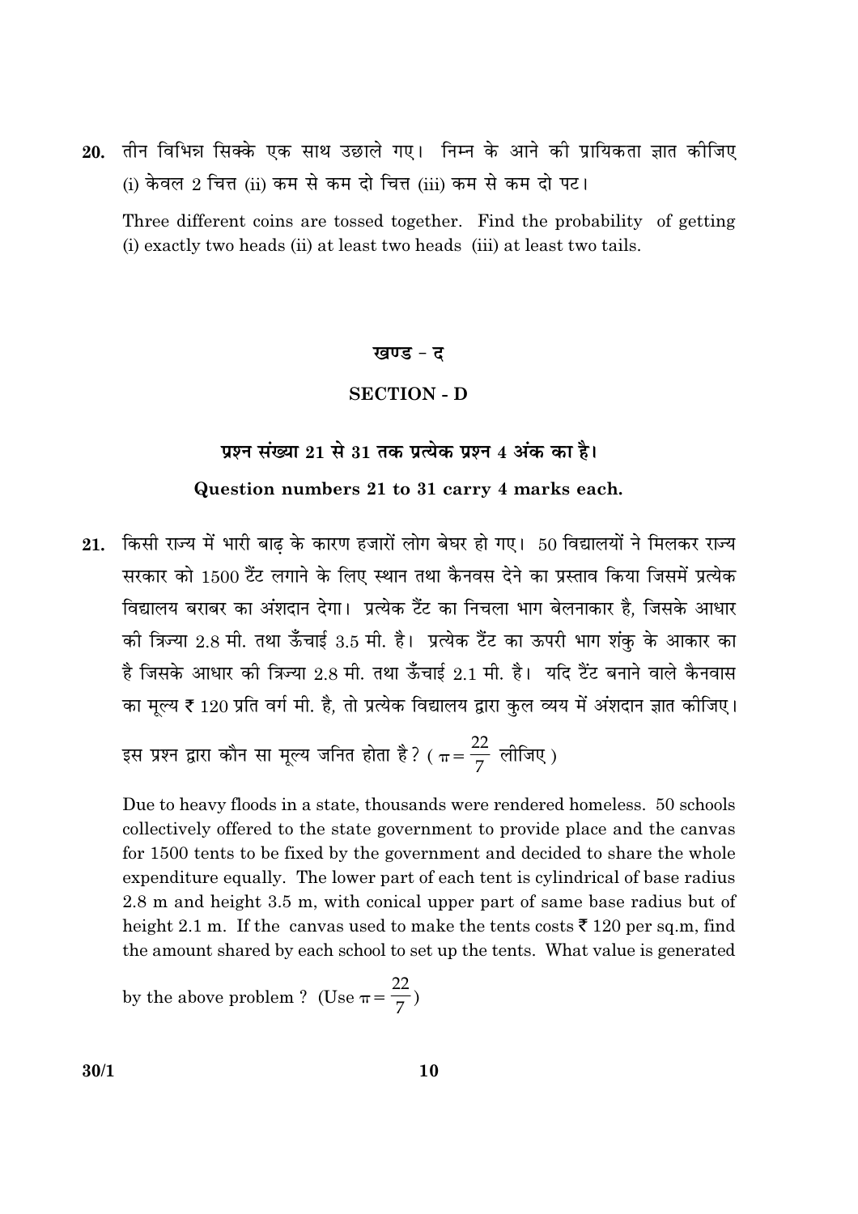20. तीन विभिन्न सिक्के एक साथ उछाले गए। निम्न के आने की प्रायिकता ज्ञात कीजिए (i) केवल 2 चित्त (ii) कम से कम दो चित्त (iii) कम से कम दो पट।

Three different coins are tossed together. Find the probability of getting (i) exactly two heads (ii) at least two heads (iii) at least two tails.

## खण्ड - द

## SECTION - D

**प्रश्न संख्या 21 से 31 तक प्रत्येक प्रश्न 4 अंक का है।**

**Question numbers 21 to 31 carry 4 marks each.**

21. किसी राज्य में भारी बाढ़ के कारण हजारों लोग बेघर हो गए। 50 विद्यालयों ने मिलकर राज्य सरकार को 1500 टैंट लगाने के लिए स्थान तथा कैनवस देने का प्रस्ताव किया जिसमें प्रत्येक विद्यालय बराबर का अंशदान देगा। प्रत्येक टैंट का निचला भाग बेलनाकार है, जिसके आधार की त्रिज्या 2.8 मी. तथा ऊँचाई 3.5 मी. है। प्रत्येक टैंट का ऊपरी भाग शंकु के आकार का है जिसके आधार की त्रिज्या 2.8 मी. तथा ऊँचाई 2.1 मी. है। यदि टैंट बनाने वाले कैनवास का मूल्य ₹ 120 प्रति वर्ग मी. है, तो प्रत्येक विद्यालय द्वारा कुल व्यय में अंशदान ज्ञात कीजिए। इस प्रश्न द्वारा कौन सा मूल्य जनित होता है? ( $\pi = \frac{22}{7}$ लीजिए )

Due to heavy floods in a state, thousands were rendered homeless. 50 schools collectively offered to the state government to provide place and the canvas for 1500 tents to be fixed by the government and decided to share the whole expenditure equally. The lower part of each tent is cylindrical of base radius 2.8 m and height 3.5 m, with conical upper part of same base radius but of height 2.1 m. If the canvas used to make the tents costs ₹ 120 per sq.m, find the amount shared by each school to set up the tents. What value is generated by the above problem ? (Use $\pi = \frac{22}{7}$)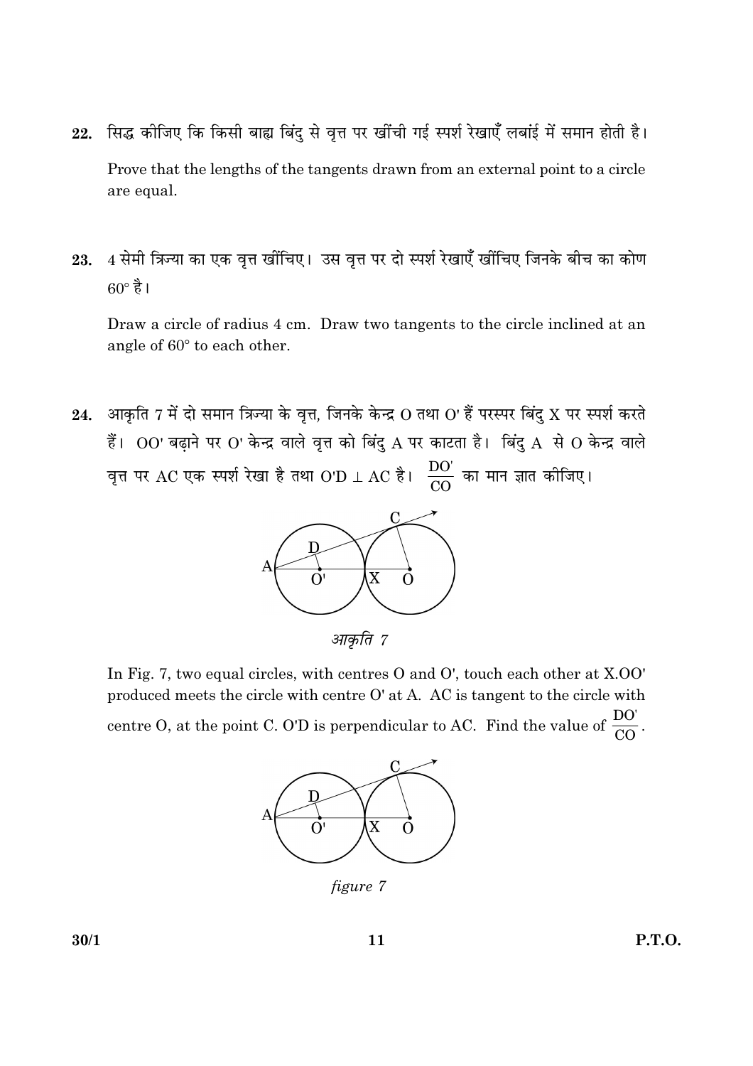22. सिद्ध कीजिए कि किसी बाह्य बिंदु से वृत्त पर खींची गई स्पर्श रेखाएँ लबांई में समान होती है।

Prove that the lengths of the tangents drawn from an external point to a circle are equal.

23. 4 सेमी त्रिज्या का एक वृत्त खींचिए। उस वृत्त पर दो स्पर्श रेखाएँ खींचिए जिनके बीच का कोण $60°$ है।

Draw a circle of radius 4 cm. Draw two tangents to the circle inclined at an angle of $60°$ to each other.

24. आकृति 7 में दो समान त्रिज्या के वृत्त, जिनके केन्द्र O तथा O' हैं परस्पर बिंदु X पर स्पर्श करते हैं। OO' बढ़ाने पर O' केन्द्र वाले वृत्त को बिंदु A पर काटता है। बिंदु A से O केन्द्र वाले वृत्त पर AC एक स्पर्श रेखा है तथा $O'D \perp AC$ है। $\frac{DO'}{CO}$ का मान ज्ञात कीजिए।

*आकृति 7*

In Fig. 7, two equal circles, with centres O and O', touch each other at X.OO' produced meets the circle with centre O' at A. AC is tangent to the circle with centre O, at the point C. O'D is perpendicular to AC. Find the value of $\frac{DO'}{CO}$.

*figure 7*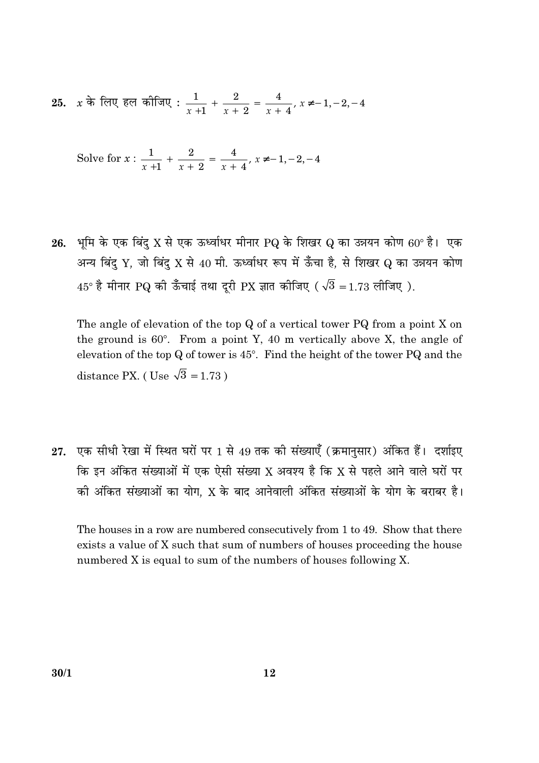25. $x$ के लिए हल कीजिए : $\frac{1}{x+1} + \frac{2}{x+2} = \frac{4}{x+4}$, $x \neq -1, -2, -4$

Solve for $x$ : $\frac{1}{x+1} + \frac{2}{x+2} = \frac{4}{x+4}$, $x \neq -1, -2, -4$

26. भूमि के एक बिंदु X से एक ऊर्ध्वाधर मीनार PQ के शिखर Q का उन्नयन कोण 60° है। एक अन्य बिंदु Y, जो बिंदु X से 40 मी. ऊर्ध्वाधर रूप में ऊँचा है, से शिखर Q का उन्नयन कोण 45° है मीनार PQ की ऊँचाई तथा दूरी PX ज्ञात कीजिए ( $\sqrt{3} = 1.73$ लीजिए ).

The angle of elevation of the top Q of a vertical tower PQ from a point X on the ground is 60°. From a point Y, 40 m vertically above X, the angle of elevation of the top Q of tower is 45°. Find the height of the tower PQ and the distance PX. ( Use $\sqrt{3} = 1.73$ )

27. एक सीधी रेखा में स्थित घरों पर 1 से 49 तक की संख्याएँ (क्रमानुसार) अंकित हैं। दर्शाइए कि इन अंकित संख्याओं में एक ऐसी संख्या X अवश्य है कि X से पहले आने वाले घरों पर की अंकित संख्याओं का योग, X के बाद आनेवाली अंकित संख्याओं के योग के बराबर है।

The houses in a row are numbered consecutively from 1 to 49. Show that there exists a value of X such that sum of numbers of houses proceeding the house numbered X is equal to sum of the numbers of houses following X.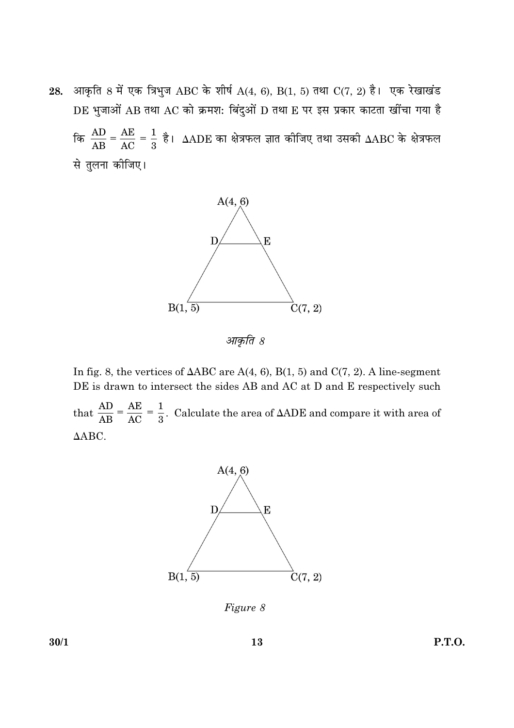28. आकृति 8 में एक त्रिभुज ABC के शीर्ष A(4, 6), B(1, 5) तथा C(7, 2) है। एक रेखाखंड DE भुजाओं AB तथा AC को क्रमश: बिंदुओं D तथा E पर इस प्रकार काटता खींचा गया है कि $\frac{AD}{AB} = \frac{AE}{AC} = \frac{1}{3}$ है। $\Delta ADE$ का क्षेत्रफल ज्ञात कीजिए तथा उसकी $\Delta ABC$ के क्षेत्रफल से तुलना कीजिए।

आकृति 8

In fig. 8, the vertices of $\Delta ABC$ are A(4, 6), B(1, 5) and C(7, 2). A line-segment DE is drawn to intersect the sides AB and AC at D and E respectively such that $\frac{AD}{AB} = \frac{AE}{AC} = \frac{1}{3}$. Calculate the area of $\Delta ADE$ and compare it with area of $\Delta ABC$.

*Figure 8*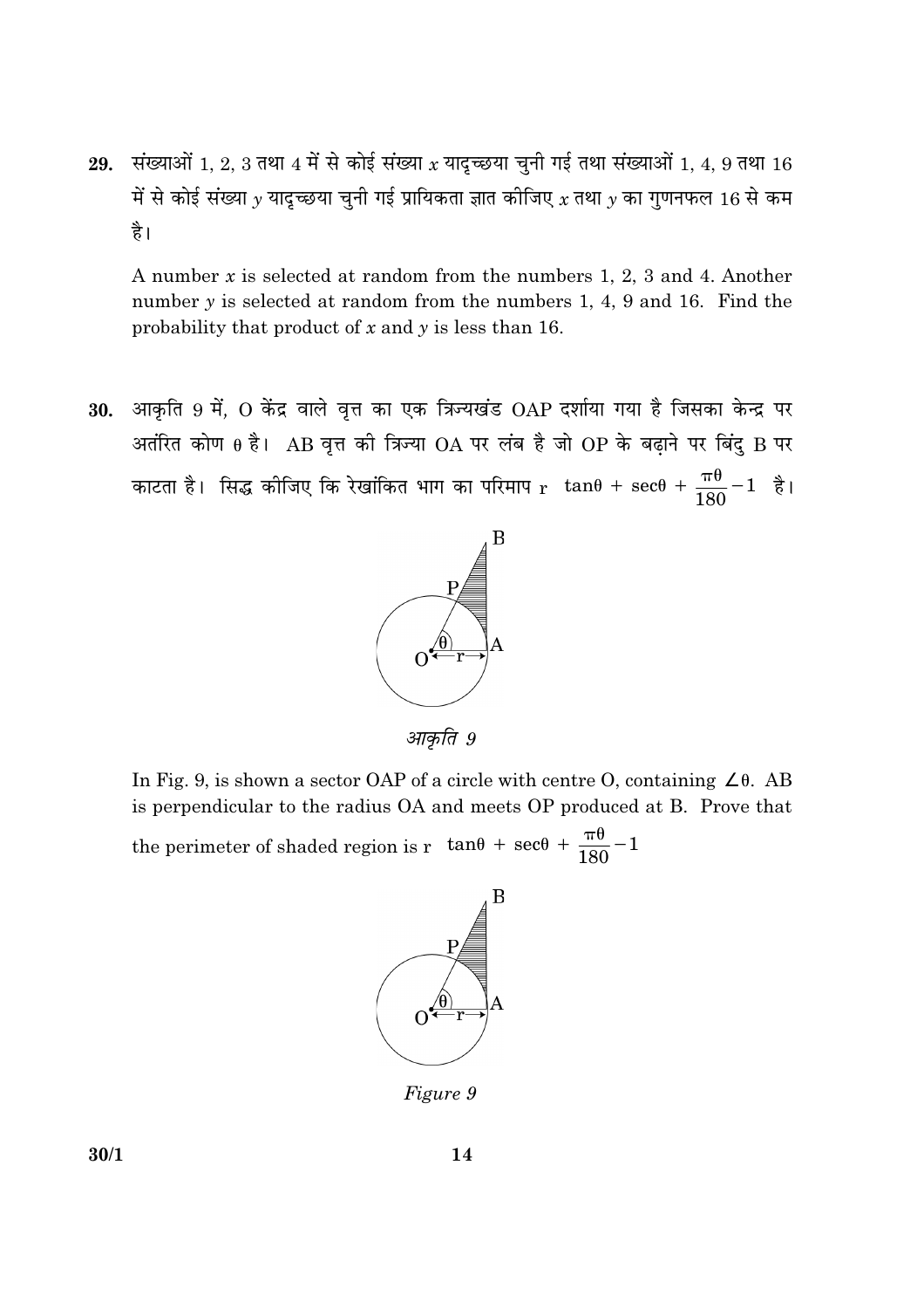29. संख्याओं 1, 2, 3 तथा 4 में से कोई संख्या $x$ यादृच्छया चुनी गई तथा संख्याओं 1, 4, 9 तथा 16 में से कोई संख्या $y$ यादृच्छया चुनी गई प्रायिकता ज्ञात कीजिए $x$ तथा $y$ का गुणनफल 16 से कम है।

A number $x$ is selected at random from the numbers 1, 2, 3 and 4. Another number $y$ is selected at random from the numbers 1, 4, 9 and 16. Find the probability that product of $x$ and $y$ is less than 16.

30. आकृति 9 में, O केंद्र वाले वृत्त का एक त्रिज्यखंड OAP दर्शाया गया है जिसका केन्द्र पर अतंरित कोण $\theta$ है। AB वृत्त की त्रिज्या OA पर लंब है जो OP के बढ़ाने पर बिंदु B पर काटता है। सिद्ध कीजिए कि रेखांकित भाग का परिमाप $r\left(\tan\theta + \sec\theta + \frac{\pi\theta}{180} - 1\right)$ है।

आकृति 9

In Fig. 9, is shown a sector OAP of a circle with centre O, containing $\angle\theta$. AB is perpendicular to the radius OA and meets OP produced at B. Prove that the perimeter of shaded region is $r\left(\tan\theta + \sec\theta + \frac{\pi\theta}{180} - 1\right)$

*Figure 9*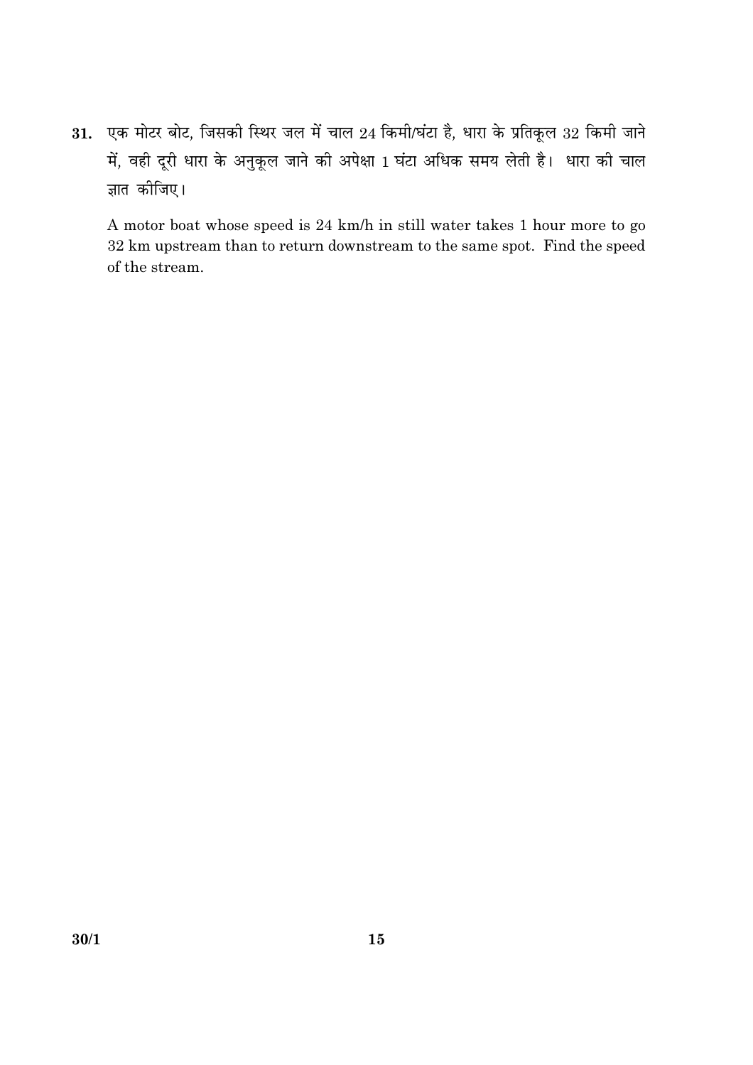31. एक मोटर बोट, जिसकी स्थिर जल में चाल 24 किमी/घंटा है, धारा के प्रतिकूल 32 किमी जाने में, वही दूरी धारा के अनुकूल जाने की अपेक्षा 1 घंटा अधिक समय लेती है। धारा की चाल ज्ञात कीजिए।

A motor boat whose speed is 24 km/h in still water takes 1 hour more to go 32 km upstream than to return downstream to the same spot. Find the speed of the stream.